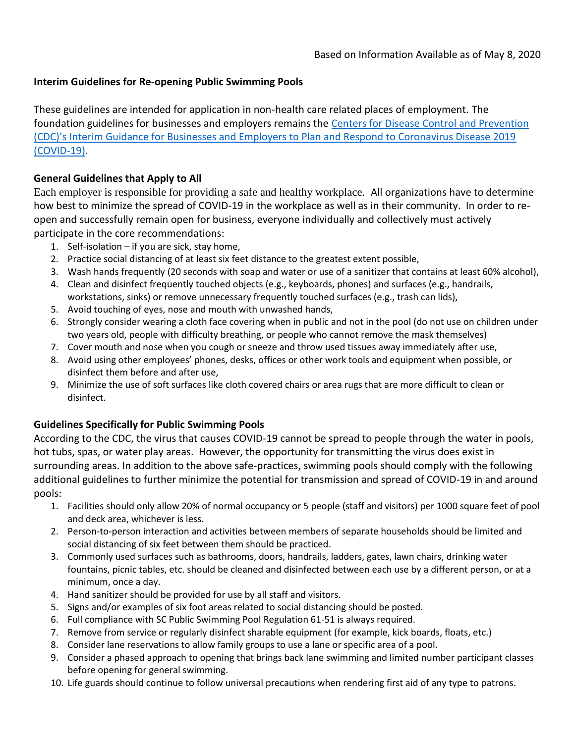Based on Information Available as of May 8, 2020

**Interim Guidelines for Re-opening Public Swimming Pools**

These guidelines are intended for application in non-health care related places of employment. The foundation guidelines for businesses and employers remains the [Centers for Disease Control and Prevention (CDC)'s Interim Guidance for Businesses and Employers to Plan and Respond to Coronavirus Disease 2019 (COVID-19)](#).

**General Guidelines that Apply to All**

Each employer is responsible for providing a safe and healthy workplace. All organizations have to determine how best to minimize the spread of COVID-19 in the workplace as well as in their community. In order to re-open and successfully remain open for business, everyone individually and collectively must actively participate in the core recommendations:

1. Self-isolation – if you are sick, stay home,
2. Practice social distancing of at least six feet distance to the greatest extent possible,
3. Wash hands frequently (20 seconds with soap and water or use of a sanitizer that contains at least 60% alcohol),
4. Clean and disinfect frequently touched objects (e.g., keyboards, phones) and surfaces (e.g., handrails, workstations, sinks) or remove unnecessary frequently touched surfaces (e.g., trash can lids),
5. Avoid touching of eyes, nose and mouth with unwashed hands,
6. Strongly consider wearing a cloth face covering when in public and not in the pool (do not use on children under two years old, people with difficulty breathing, or people who cannot remove the mask themselves)
7. Cover mouth and nose when you cough or sneeze and throw used tissues away immediately after use,
8. Avoid using other employees' phones, desks, offices or other work tools and equipment when possible, or disinfect them before and after use,
9. Minimize the use of soft surfaces like cloth covered chairs or area rugs that are more difficult to clean or disinfect.

**Guidelines Specifically for Public Swimming Pools**

According to the CDC, the virus that causes COVID-19 cannot be spread to people through the water in pools, hot tubs, spas, or water play areas. However, the opportunity for transmitting the virus does exist in surrounding areas. In addition to the above safe-practices, swimming pools should comply with the following additional guidelines to further minimize the potential for transmission and spread of COVID-19 in and around pools:

1. Facilities should only allow 20% of normal occupancy or 5 people (staff and visitors) per 1000 square feet of pool and deck area, whichever is less.
2. Person-to-person interaction and activities between members of separate households should be limited and social distancing of six feet between them should be practiced.
3. Commonly used surfaces such as bathrooms, doors, handrails, ladders, gates, lawn chairs, drinking water fountains, picnic tables, etc. should be cleaned and disinfected between each use by a different person, or at a minimum, once a day.
4. Hand sanitizer should be provided for use by all staff and visitors.
5. Signs and/or examples of six foot areas related to social distancing should be posted.
6. Full compliance with SC Public Swimming Pool Regulation 61-51 is always required.
7. Remove from service or regularly disinfect sharable equipment (for example, kick boards, floats, etc.)
8. Consider lane reservations to allow family groups to use a lane or specific area of a pool.
9. Consider a phased approach to opening that brings back lane swimming and limited number participant classes before opening for general swimming.
10. Life guards should continue to follow universal precautions when rendering first aid of any type to patrons.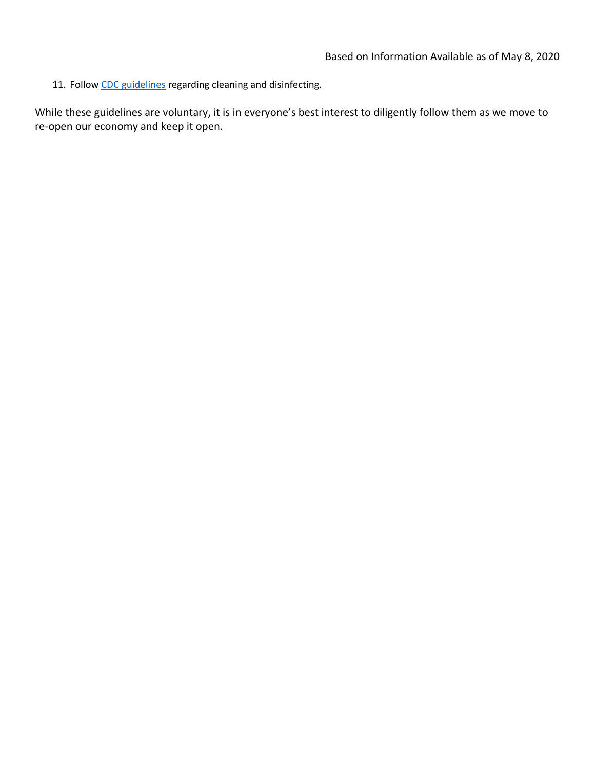11. Follow CDC guidelines regarding cleaning and disinfecting.

While these guidelines are voluntary, it is in everyone's best interest to diligently follow them as we move to re-open our economy and keep it open.